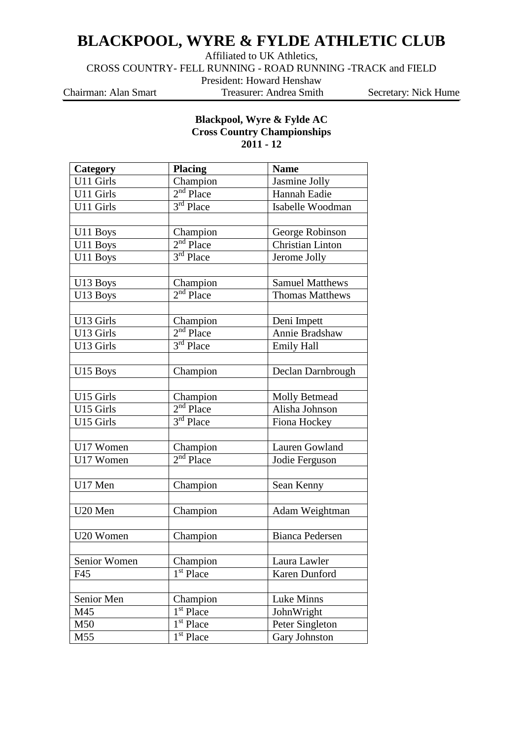# BLACKPOOL, WYRE & FYLDE ATHLETIC CLUB

Affiliated to UK Athletics,

CROSS COUNTRY- FELL RUNNING - ROAD RUNNING -TRACK and FIELD

President: Howard Henshaw

Chairman: Alan Smart    Treasurer: Andrea Smith    Secretary: Nick Hume

**Blackpool, Wyre & Fylde AC**
**Cross Country Championships**
**2011 - 12**

| Category | Placing | Name |
|---|---|---|
| U11 Girls | Champion | Jasmine Jolly |
| U11 Girls | 2nd Place | Hannah Eadie |
| U11 Girls | 3rd Place | Isabelle Woodman |
| | | |
| U11 Boys | Champion | George Robinson |
| U11 Boys | 2nd Place | Christian Linton |
| U11 Boys | 3rd Place | Jerome Jolly |
| | | |
| U13 Boys | Champion | Samuel Matthews |
| U13 Boys | 2nd Place | Thomas Matthews |
| | | |
| U13 Girls | Champion | Deni Impett |
| U13 Girls | 2nd Place | Annie Bradshaw |
| U13 Girls | 3rd Place | Emily Hall |
| | | |
| U15 Boys | Champion | Declan Darnbrough |
| | | |
| U15 Girls | Champion | Molly Betmead |
| U15 Girls | 2nd Place | Alisha Johnson |
| U15 Girls | 3rd Place | Fiona Hockey |
| | | |
| U17 Women | Champion | Lauren Gowland |
| U17 Women | 2nd Place | Jodie Ferguson |
| | | |
| U17 Men | Champion | Sean Kenny |
| | | |
| U20 Men | Champion | Adam Weightman |
| | | |
| U20 Women | Champion | Bianca Pedersen |
| | | |
| Senior Women | Champion | Laura Lawler |
| F45 | 1st Place | Karen Dunford |
| | | |
| Senior Men | Champion | Luke Minns |
| M45 | 1st Place | JohnWright |
| M50 | 1st Place | Peter Singleton |
| M55 | 1st Place | Gary Johnston |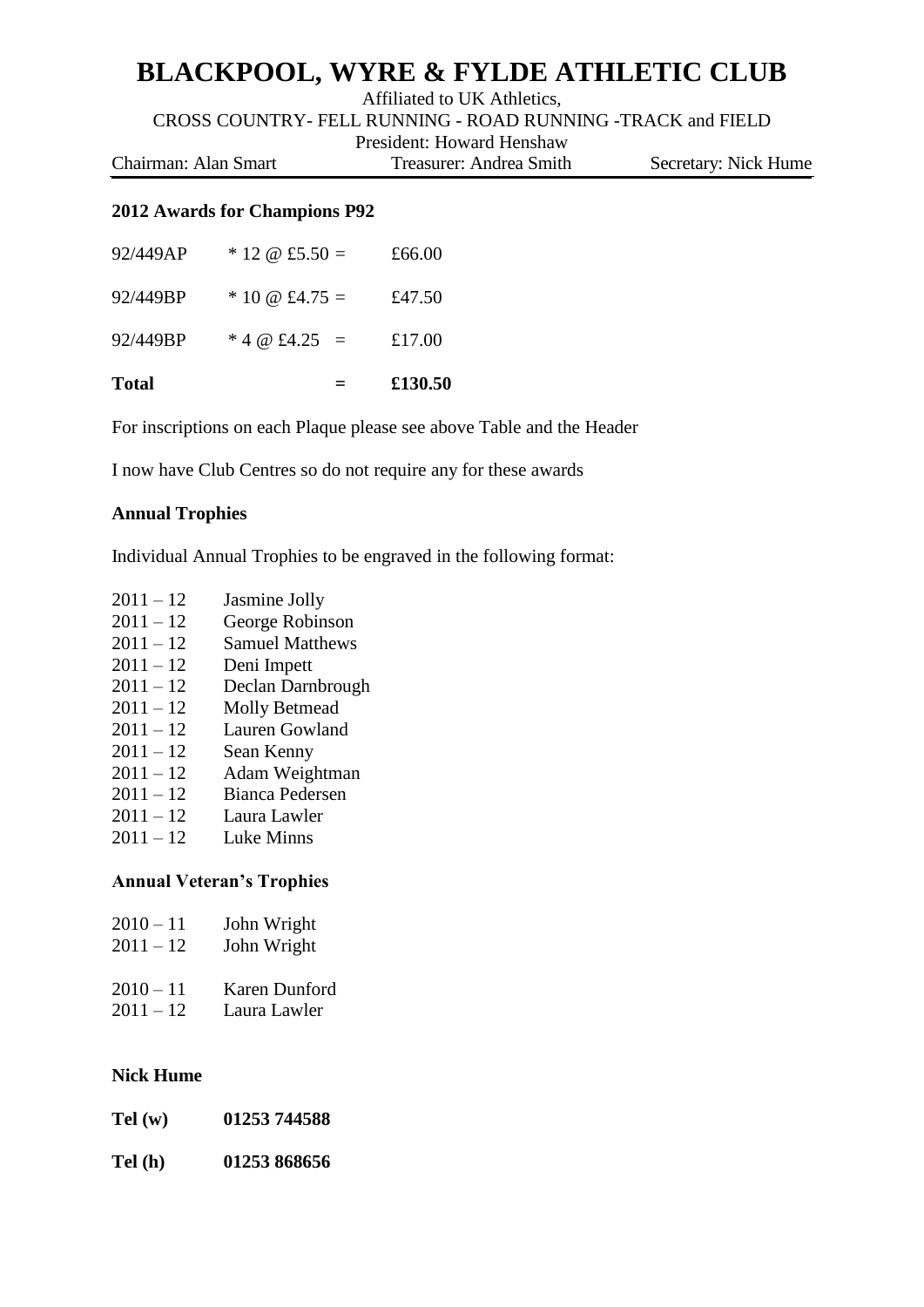# BLACKPOOL, WYRE & FYLDE ATHLETIC CLUB

Affiliated to UK Athletics,

CROSS COUNTRY- FELL RUNNING - ROAD RUNNING -TRACK and FIELD

President: Howard Henshaw

Chairman: Alan Smart Treasurer: Andrea Smith Secretary: Nick Hume

### 2012 Awards for Champions P92

| | | |
|---|---|---|
| 92/449AP | * 12 @ £5.50 = | £66.00 |
| 92/449BP | * 10 @ £4.75 = | £47.50 |
| 92/449BP | * 4 @ £4.25 = | £17.00 |
| **Total** | = | **£130.50** |

For inscriptions on each Plaque please see above Table and the Header

I now have Club Centres so do not require any for these awards

### Annual Trophies

Individual Annual Trophies to be engraved in the following format:

2011 – 12 Jasmine Jolly
2011 – 12 George Robinson
2011 – 12 Samuel Matthews
2011 – 12 Deni Impett
2011 – 12 Declan Darnbrough
2011 – 12 Molly Betmead
2011 – 12 Lauren Gowland
2011 – 12 Sean Kenny
2011 – 12 Adam Weightman
2011 – 12 Bianca Pedersen
2011 – 12 Laura Lawler
2011 – 12 Luke Minns

### Annual Veteran's Trophies

2010 – 11 John Wright
2011 – 12 John Wright

2010 – 11 Karen Dunford
2011 – 12 Laura Lawler

**Nick Hume**

**Tel (w) 01253 744588**

**Tel (h) 01253 868656**